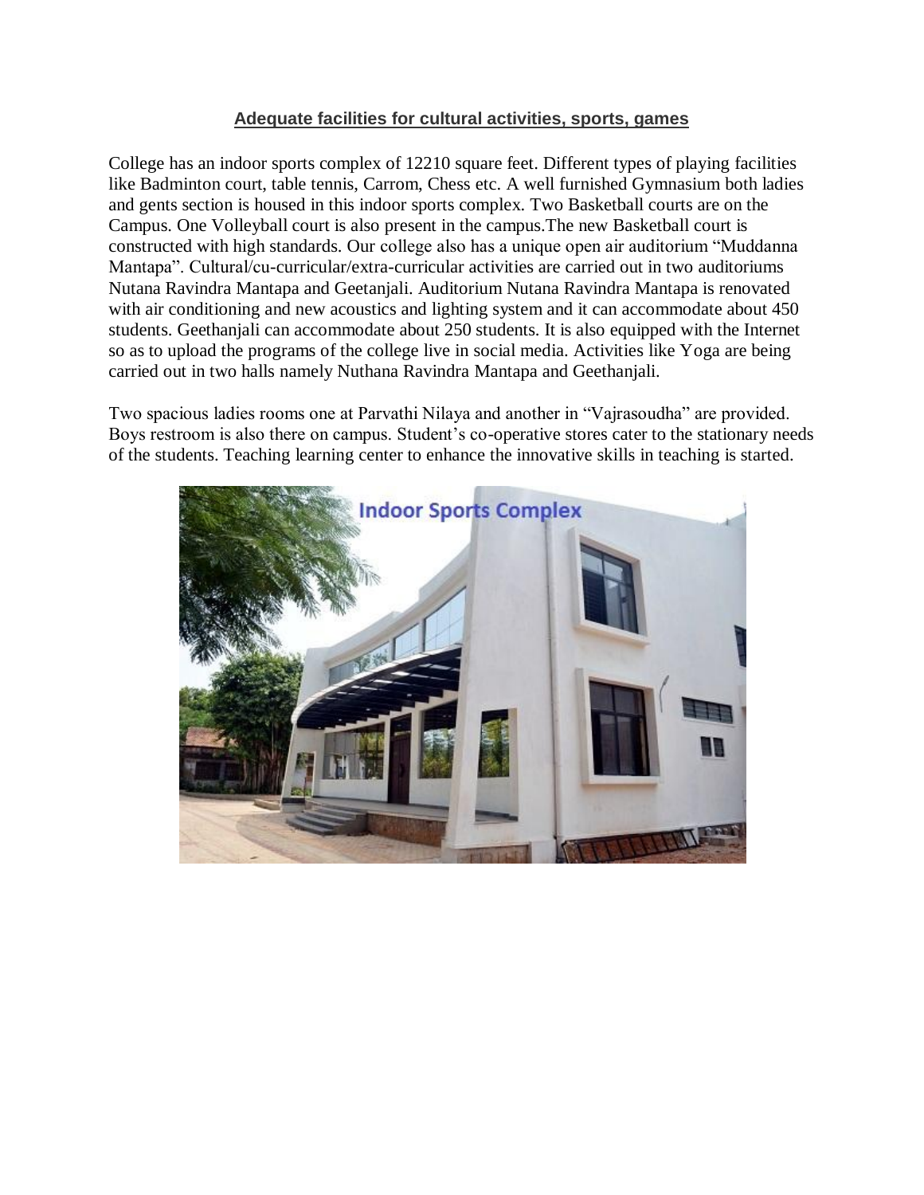## Adequate facilities for cultural activities, sports, games

College has an indoor sports complex of 12210 square feet. Different types of playing facilities like Badminton court, table tennis, Carrom, Chess etc. A well furnished Gymnasium both ladies and gents section is housed in this indoor sports complex. Two Basketball courts are on the Campus. One Volleyball court is also present in the campus.The new Basketball court is constructed with high standards. Our college also has a unique open air auditorium "Muddanna Mantapa". Cultural/cu-curricular/extra-curricular activities are carried out in two auditoriums Nutana Ravindra Mantapa and Geetanjali. Auditorium Nutana Ravindra Mantapa is renovated with air conditioning and new acoustics and lighting system and it can accommodate about 450 students. Geethanjali can accommodate about 250 students. It is also equipped with the Internet so as to upload the programs of the college live in social media. Activities like Yoga are being carried out in two halls namely Nuthana Ravindra Mantapa and Geethanjali.

Two spacious ladies rooms one at Parvathi Nilaya and another in "Vajrasoudha" are provided. Boys restroom is also there on campus. Student's co-operative stores cater to the stationary needs of the students. Teaching learning center to enhance the innovative skills in teaching is started.

Indoor Sports Complex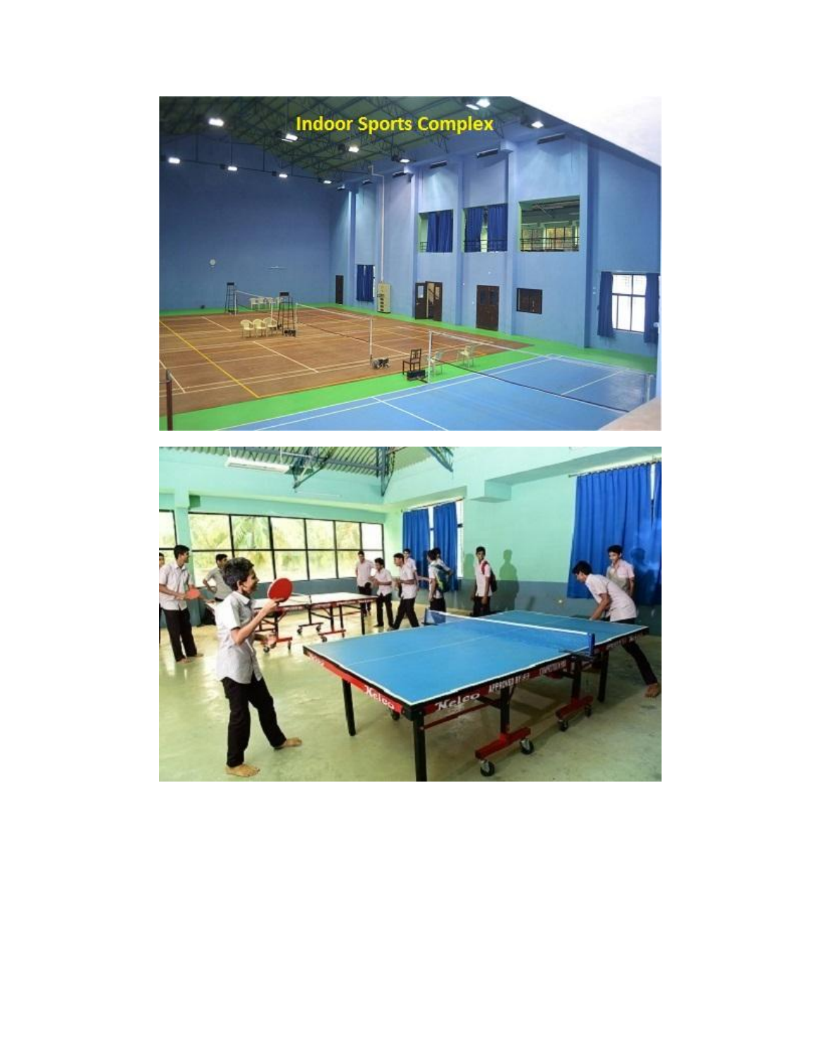Indoor Sports Complex